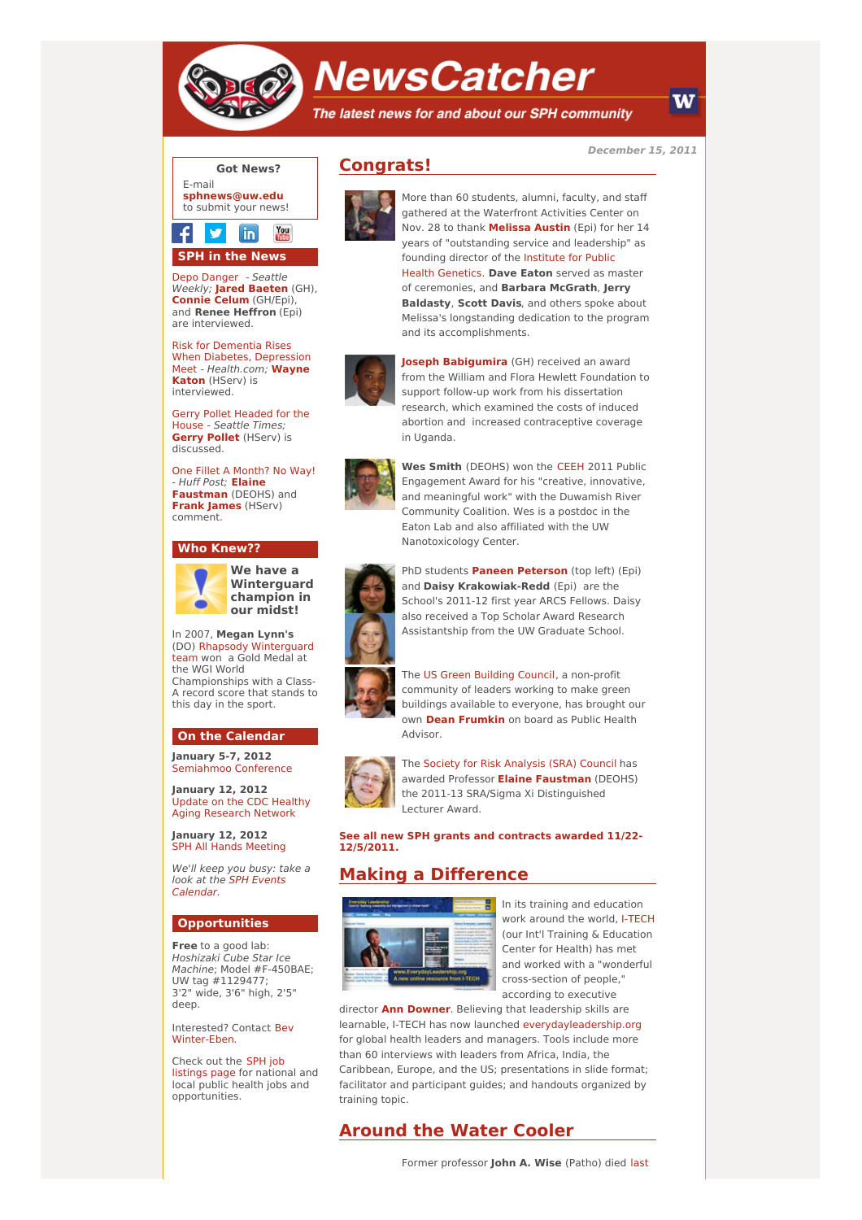# NewsCatcher

*The latest news for and about our SPH community*

*December 15, 2011*

**Got News?**

E-mail **sphnews@uw.edu** to submit your news!

## SPH in the News

Depo Danger - *Seattle Weekly*; **Jared Baeten** (GH), **Connie Celum** (GH/Epi), and **Renee Heffron** (Epi) are interviewed.

Risk for Dementia Rises When Diabetes, Depression Meet - *Health.com*; **Wayne Katon** (HServ) is interviewed.

Gerry Pollet Headed for the House - *Seattle Times*; **Gerry Pollet** (HServ) is discussed.

One Fillet A Month? No Way! - *Huff Post*; **Elaine Faustman** (DEOHS) and **Frank James** (HServ) comment.

## Who Knew??

**We have a Winterguard champion in our midst!**

In 2007, **Megan Lynn's** (DO) Rhapsody Winterguard team won a Gold Medal at the WGI World Championships with a Class-A record score that stands to this day in the sport.

## On the Calendar

**January 5-7, 2012**
Semiahmoo Conference

**January 12, 2012**
Update on the CDC Healthy Aging Research Network

**January 12, 2012**
SPH All Hands Meeting

*We'll keep you busy: take a look at the SPH Events Calendar.*

## Opportunities

**Free** to a good lab: *Hoshizaki Cube Star Ice Machine*; Model #F-450BAE; UW tag #1129477; 3'2" wide, 3'6" high, 2'5" deep.

Interested? Contact Bev Winter-Eben.

Check out the SPH job listings page for national and local public health jobs and opportunities.

## Congrats!

More than 60 students, alumni, faculty, and staff gathered at the Waterfront Activities Center on Nov. 28 to thank **Melissa Austin** (Epi) for her 14 years of "outstanding service and leadership" as founding director of the Institute for Public Health Genetics. **Dave Eaton** served as master of ceremonies, and **Barbara McGrath**, **Jerry Baldasty**, **Scott Davis**, and others spoke about Melissa's longstanding dedication to the program and its accomplishments.

**Joseph Babigumira** (GH) received an award from the William and Flora Hewlett Foundation to support follow-up work from his dissertation research, which examined the costs of induced abortion and increased contraceptive coverage in Uganda.

**Wes Smith** (DEOHS) won the CEEH 2011 Public Engagement Award for his "creative, innovative, and meaningful work" with the Duwamish River Community Coalition. Wes is a postdoc in the Eaton Lab and also affiliated with the UW Nanotoxicology Center.

PhD students **Paneen Peterson** (top left) (Epi) and **Daisy Krakowiak-Redd** (Epi) are the School's 2011-12 first year ARCS Fellows. Daisy also received a Top Scholar Award Research Assistantship from the UW Graduate School.

The US Green Building Council, a non-profit community of leaders working to make green buildings available to everyone, has brought our own **Dean Frumkin** on board as Public Health Advisor.

The Society for Risk Analysis (SRA) Council has awarded Professor **Elaine Faustman** (DEOHS) the 2011-13 SRA/Sigma Xi Distinguished Lecturer Award.

**See all new SPH grants and contracts awarded 11/22-12/5/2011.**

## Making a Difference

In its training and education work around the world, I-TECH (our Int'l Training & Education Center for Health) has met and worked with a "wonderful cross-section of people," according to executive director **Ann Downer**. Believing that leadership skills are learnable, I-TECH has now launched everydayleadership.org for global health leaders and managers. Tools include more than 60 interviews with leaders from Africa, India, the Caribbean, Europe, and the US; presentations in slide format; facilitator and participant guides; and handouts organized by training topic.

## Around the Water Cooler

Former professor **John A. Wise** (Patho) died last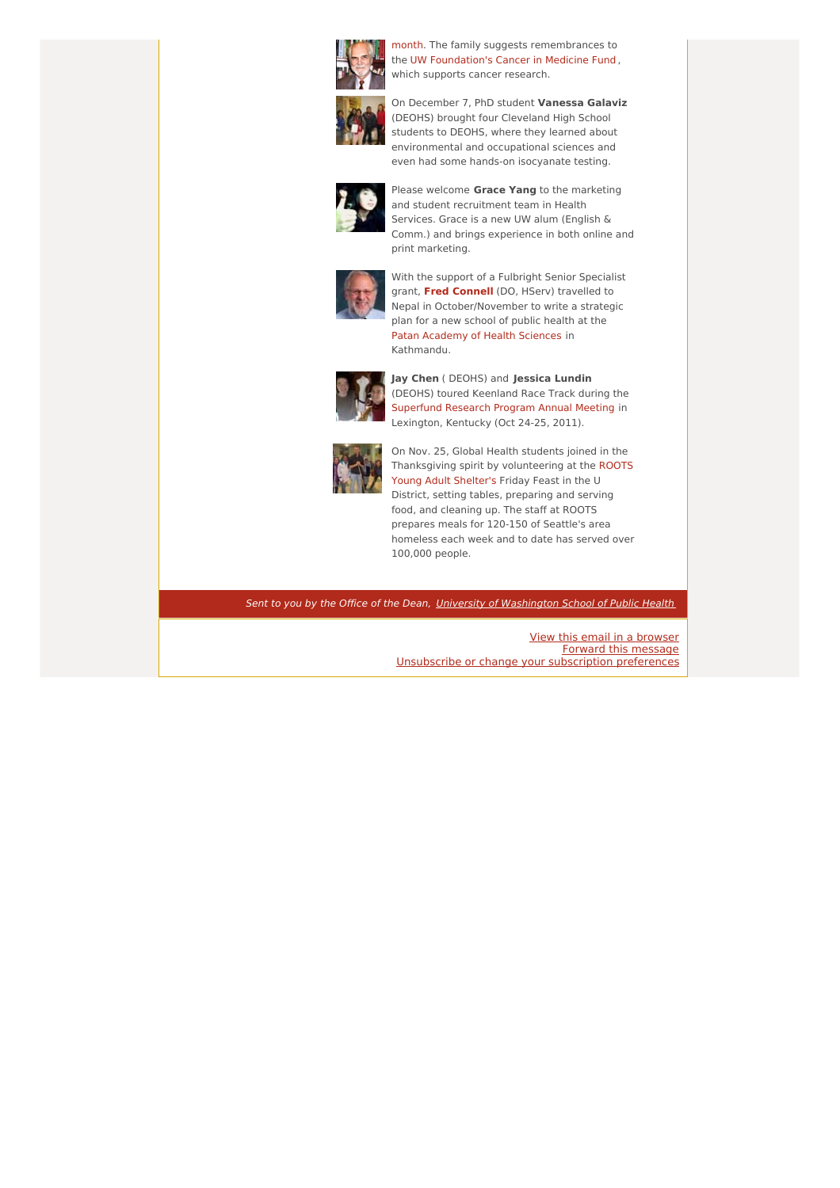month. The family suggests remembrances to the UW Foundation's Cancer in Medicine Fund, which supports cancer research.

On December 7, PhD student **Vanessa Galaviz** (DEOHS) brought four Cleveland High School students to DEOHS, where they learned about environmental and occupational sciences and even had some hands-on isocyanate testing.

Please welcome **Grace Yang** to the marketing and student recruitment team in Health Services. Grace is a new UW alum (English & Comm.) and brings experience in both online and print marketing.

With the support of a Fulbright Senior Specialist grant, **Fred Connell** (DO, HServ) travelled to Nepal in October/November to write a strategic plan for a new school of public health at the Patan Academy of Health Sciences in Kathmandu.

**Jay Chen** ( DEOHS) and **Jessica Lundin** (DEOHS) toured Keenland Race Track during the Superfund Research Program Annual Meeting in Lexington, Kentucky (Oct 24-25, 2011).

On Nov. 25, Global Health students joined in the Thanksgiving spirit by volunteering at the ROOTS Young Adult Shelter's Friday Feast in the U District, setting tables, preparing and serving food, and cleaning up. The staff at ROOTS prepares meals for 120-150 of Seattle's area homeless each week and to date has served over 100,000 people.

*Sent to you by the Office of the Dean, University of Washington School of Public Health*

View this email in a browser
Forward this message
Unsubscribe or change your subscription preferences